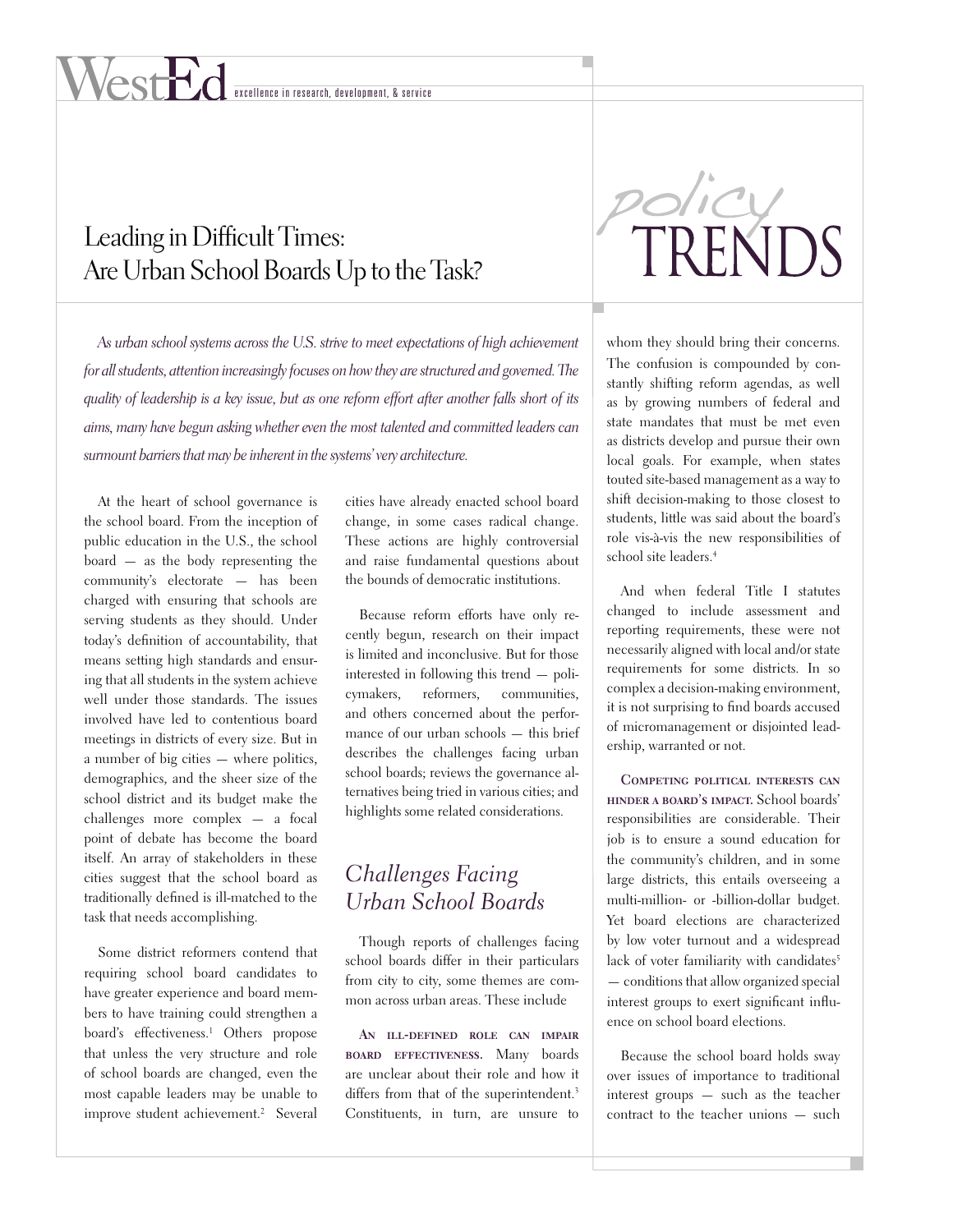WestEd excellence in research, development, & service

# Leading in Difficult Times: Are Urban School Boards Up to the Task?

policy TRENDS

*As urban school systems across the U.S. strive to meet expectations of high achievement for all students, attention increasingly focuses on how they are structured and governed. The quality of leadership is a key issue, but as one reform effort after another falls short of its aims, many have begun asking whether even the most talented and committed leaders can surmount barriers that may be inherent in the systems' very architecture.*

At the heart of school governance is the school board. From the inception of public education in the U.S., the school board — as the body representing the community's electorate — has been charged with ensuring that schools are serving students as they should. Under today's definition of accountability, that means setting high standards and ensuring that all students in the system achieve well under those standards. The issues involved have led to contentious board meetings in districts of every size. But in a number of big cities — where politics, demographics, and the sheer size of the school district and its budget make the challenges more complex — a focal point of debate has become the board itself. An array of stakeholders in these cities suggest that the school board as traditionally defined is ill-matched to the task that needs accomplishing.

Some district reformers contend that requiring school board candidates to have greater experience and board members to have training could strengthen a board's effectiveness.[1] Others propose that unless the very structure and role of school boards are changed, even the most capable leaders may be unable to improve student achievement.[2] Several cities have already enacted school board change, in some cases radical change. These actions are highly controversial and raise fundamental questions about the bounds of democratic institutions.

Because reform efforts have only recently begun, research on their impact is limited and inconclusive. But for those interested in following this trend — policymakers, reformers, communities, and others concerned about the performance of our urban schools — this brief describes the challenges facing urban school boards; reviews the governance alternatives being tried in various cities; and highlights some related considerations.

## *Challenges Facing Urban School Boards*

Though reports of challenges facing school boards differ in their particulars from city to city, some themes are common across urban areas. These include

**An ill-defined role can impair board effectiveness.** Many boards are unclear about their role and how it differs from that of the superintendent.[3] Constituents, in turn, are unsure to whom they should bring their concerns. The confusion is compounded by constantly shifting reform agendas, as well as by growing numbers of federal and state mandates that must be met even as districts develop and pursue their own local goals. For example, when states touted site-based management as a way to shift decision-making to those closest to students, little was said about the board's role vis-à-vis the new responsibilities of school site leaders.[4]

And when federal Title I statutes changed to include assessment and reporting requirements, these were not necessarily aligned with local and/or state requirements for some districts. In so complex a decision-making environment, it is not surprising to find boards accused of micromanagement or disjointed leadership, warranted or not.

**Competing political interests can hinder a board's impact.** School boards' responsibilities are considerable. Their job is to ensure a sound education for the community's children, and in some large districts, this entails overseeing a multi-million- or -billion-dollar budget. Yet board elections are characterized by low voter turnout and a widespread lack of voter familiarity with candidates[5] — conditions that allow organized special interest groups to exert significant influence on school board elections.

Because the school board holds sway over issues of importance to traditional interest groups — such as the teacher contract to the teacher unions — such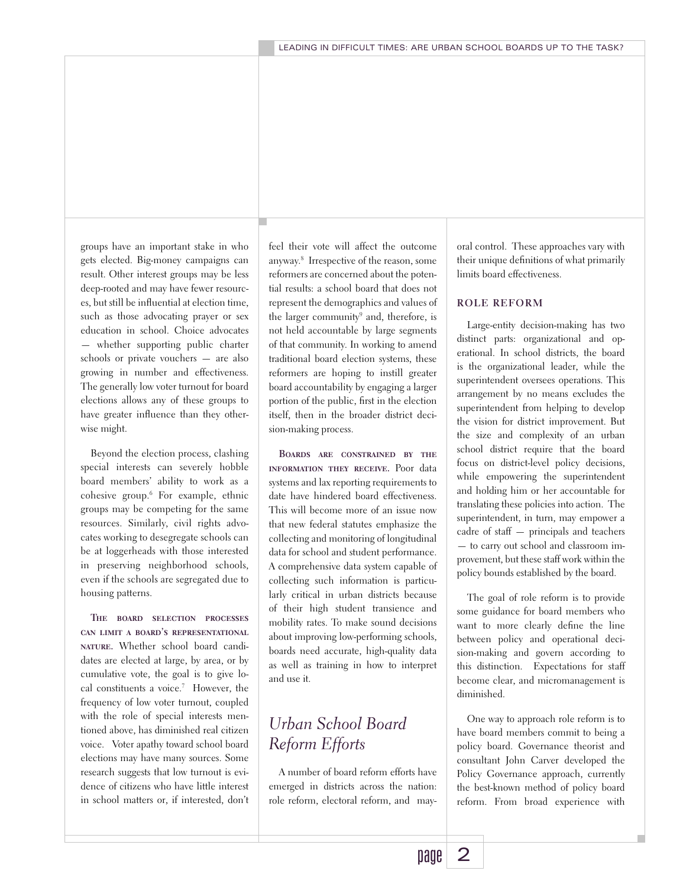groups have an important stake in who gets elected. Big-money campaigns can result. Other interest groups may be less deep-rooted and may have fewer resources, but still be influential at election time, such as those advocating prayer or sex education in school. Choice advocates — whether supporting public charter schools or private vouchers — are also growing in number and effectiveness. The generally low voter turnout for board elections allows any of these groups to have greater influence than they otherwise might.

Beyond the election process, clashing special interests can severely hobble board members' ability to work as a cohesive group.[6] For example, ethnic groups may be competing for the same resources. Similarly, civil rights advocates working to desegregate schools can be at loggerheads with those interested in preserving neighborhood schools, even if the schools are segregated due to housing patterns.

**The board selection processes can limit a board's representational nature.** Whether school board candidates are elected at large, by area, or by cumulative vote, the goal is to give local constituents a voice.[7] However, the frequency of low voter turnout, coupled with the role of special interests mentioned above, has diminished real citizen voice. Voter apathy toward school board elections may have many sources. Some research suggests that low turnout is evidence of citizens who have little interest in school matters or, if interested, don't feel their vote will affect the outcome anyway.[8] Irrespective of the reason, some reformers are concerned about the potential results: a school board that does not represent the demographics and values of the larger community[9] and, therefore, is not held accountable by large segments of that community. In working to amend traditional board election systems, these reformers are hoping to instill greater board accountability by engaging a larger portion of the public, first in the election itself, then in the broader district decision-making process.

**Boards are constrained by the information they receive.** Poor data systems and lax reporting requirements to date have hindered board effectiveness. This will become more of an issue now that new federal statutes emphasize the collecting and monitoring of longitudinal data for school and student performance. A comprehensive data system capable of collecting such information is particularly critical in urban districts because of their high student transience and mobility rates. To make sound decisions about improving low-performing schools, boards need accurate, high-quality data as well as training in how to interpret and use it.

## *Urban School Board Reform Efforts*

A number of board reform efforts have emerged in districts across the nation: role reform, electoral reform, and mayoral control. These approaches vary with their unique definitions of what primarily limits board effectiveness.

### ROLE REFORM

Large-entity decision-making has two distinct parts: organizational and operational. In school districts, the board is the organizational leader, while the superintendent oversees operations. This arrangement by no means excludes the superintendent from helping to develop the vision for district improvement. But the size and complexity of an urban school district require that the board focus on district-level policy decisions, while empowering the superintendent and holding him or her accountable for translating these policies into action. The superintendent, in turn, may empower a cadre of staff — principals and teachers — to carry out school and classroom improvement, but these staff work within the policy bounds established by the board.

The goal of role reform is to provide some guidance for board members who want to more clearly define the line between policy and operational decision-making and govern according to this distinction. Expectations for staff become clear, and micromanagement is diminished.

One way to approach role reform is to have board members commit to being a policy board. Governance theorist and consultant John Carver developed the Policy Governance approach, currently the best-known method of policy board reform. From broad experience with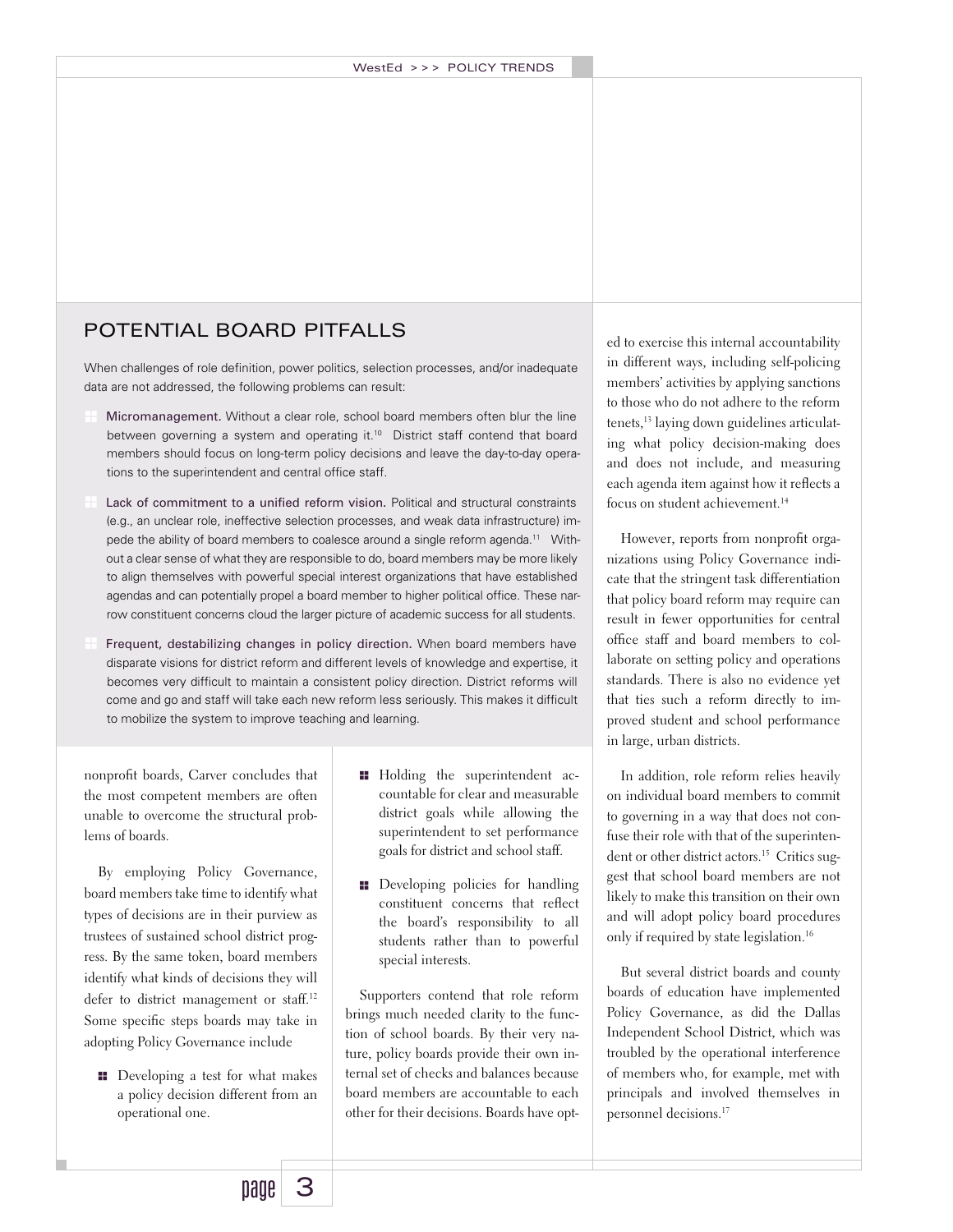## POTENTIAL BOARD PITFALLS

When challenges of role definition, power politics, selection processes, and/or inadequate data are not addressed, the following problems can result:

- **Micromanagement.** Without a clear role, school board members often blur the line between governing a system and operating it.[10] District staff contend that board members should focus on long-term policy decisions and leave the day-to-day operations to the superintendent and central office staff.
- **Lack of commitment to a unified reform vision.** Political and structural constraints (e.g., an unclear role, ineffective selection processes, and weak data infrastructure) impede the ability of board members to coalesce around a single reform agenda.[11] Without a clear sense of what they are responsible to do, board members may be more likely to align themselves with powerful special interest organizations that have established agendas and can potentially propel a board member to higher political office. These narrow constituent concerns cloud the larger picture of academic success for all students.
- **Frequent, destabilizing changes in policy direction.** When board members have disparate visions for district reform and different levels of knowledge and expertise, it becomes very difficult to maintain a consistent policy direction. District reforms will come and go and staff will take each new reform less seriously. This makes it difficult to mobilize the system to improve teaching and learning.

nonprofit boards, Carver concludes that the most competent members are often unable to overcome the structural problems of boards.

By employing Policy Governance, board members take time to identify what types of decisions are in their purview as trustees of sustained school district progress. By the same token, board members identify what kinds of decisions they will defer to district management or staff.[12] Some specific steps boards may take in adopting Policy Governance include

- Developing a test for what makes a policy decision different from an operational one.
- Holding the superintendent accountable for clear and measurable district goals while allowing the superintendent to set performance goals for district and school staff.
- Developing policies for handling constituent concerns that reflect the board's responsibility to all students rather than to powerful special interests.

Supporters contend that role reform brings much needed clarity to the function of school boards. By their very nature, policy boards provide their own internal set of checks and balances because board members are accountable to each other for their decisions. Boards have opted to exercise this internal accountability in different ways, including self-policing members' activities by applying sanctions to those who do not adhere to the reform tenets,[13] laying down guidelines articulating what policy decision-making does and does not include, and measuring each agenda item against how it reflects a focus on student achievement.[14]

However, reports from nonprofit organizations using Policy Governance indicate that the stringent task differentiation that policy board reform may require can result in fewer opportunities for central office staff and board members to collaborate on setting policy and operations standards. There is also no evidence yet that ties such a reform directly to improved student and school performance in large, urban districts.

In addition, role reform relies heavily on individual board members to commit to governing in a way that does not confuse their role with that of the superintendent or other district actors.[15] Critics suggest that school board members are not likely to make this transition on their own and will adopt policy board procedures only if required by state legislation.[16]

But several district boards and county boards of education have implemented Policy Governance, as did the Dallas Independent School District, which was troubled by the operational interference of members who, for example, met with principals and involved themselves in personnel decisions.[17]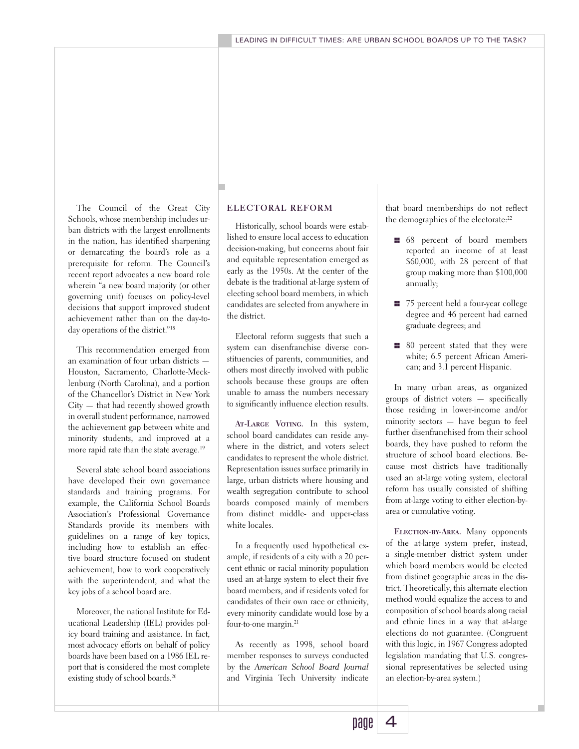The Council of the Great City Schools, whose membership includes urban districts with the largest enrollments in the nation, has identified sharpening or demarcating the board's role as a prerequisite for reform. The Council's recent report advocates a new board role wherein "a new board majority (or other governing unit) focuses on policy-level decisions that support improved student achievement rather than on the day-to-day operations of the district."[18]

This recommendation emerged from an examination of four urban districts — Houston, Sacramento, Charlotte-Mecklenburg (North Carolina), and a portion of the Chancellor's District in New York City — that had recently showed growth in overall student performance, narrowed the achievement gap between white and minority students, and improved at a more rapid rate than the state average.[19]

Several state school board associations have developed their own governance standards and training programs. For example, the California School Boards Association's Professional Governance Standards provide its members with guidelines on a range of key topics, including how to establish an effective board structure focused on student achievement, how to work cooperatively with the superintendent, and what the key jobs of a school board are.

Moreover, the national Institute for Educational Leadership (IEL) provides policy board training and assistance. In fact, most advocacy efforts on behalf of policy boards have been based on a 1986 IEL report that is considered the most complete existing study of school boards.[20]

## ELECTORAL REFORM

Historically, school boards were established to ensure local access to education decision-making, but concerns about fair and equitable representation emerged as early as the 1950s. At the center of the debate is the traditional at-large system of electing school board members, in which candidates are selected from anywhere in the district.

Electoral reform suggests that such a system can disenfranchise diverse constituencies of parents, communities, and others most directly involved with public schools because these groups are often unable to amass the numbers necessary to significantly influence election results.

**At-Large Voting.** In this system, school board candidates can reside anywhere in the district, and voters select candidates to represent the whole district. Representation issues surface primarily in large, urban districts where housing and wealth segregation contribute to school boards composed mainly of members from distinct middle- and upper-class white locales.

In a frequently used hypothetical example, if residents of a city with a 20 percent ethnic or racial minority population used an at-large system to elect their five board members, and if residents voted for candidates of their own race or ethnicity, every minority candidate would lose by a four-to-one margin.[21]

As recently as 1998, school board member responses to surveys conducted by the *American School Board Journal* and Virginia Tech University indicate that board memberships do not reflect the demographics of the electorate:[22]

- 68 percent of board members reported an income of at least $60,000, with 28 percent of that group making more than $100,000 annually;
- 75 percent held a four-year college degree and 46 percent had earned graduate degrees; and
- 80 percent stated that they were white; 6.5 percent African American; and 3.1 percent Hispanic.

In many urban areas, as organized groups of district voters — specifically those residing in lower-income and/or minority sectors — have begun to feel further disenfranchised from their school boards, they have pushed to reform the structure of school board elections. Because most districts have traditionally used an at-large voting system, electoral reform has usually consisted of shifting from at-large voting to either election-by-area or cumulative voting.

**Election-by-Area.** Many opponents of the at-large system prefer, instead, a single-member district system under which board members would be elected from distinct geographic areas in the district. Theoretically, this alternate election method would equalize the access to and composition of school boards along racial and ethnic lines in a way that at-large elections do not guarantee. (Congruent with this logic, in 1967 Congress adopted legislation mandating that U.S. congressional representatives be selected using an election-by-area system.)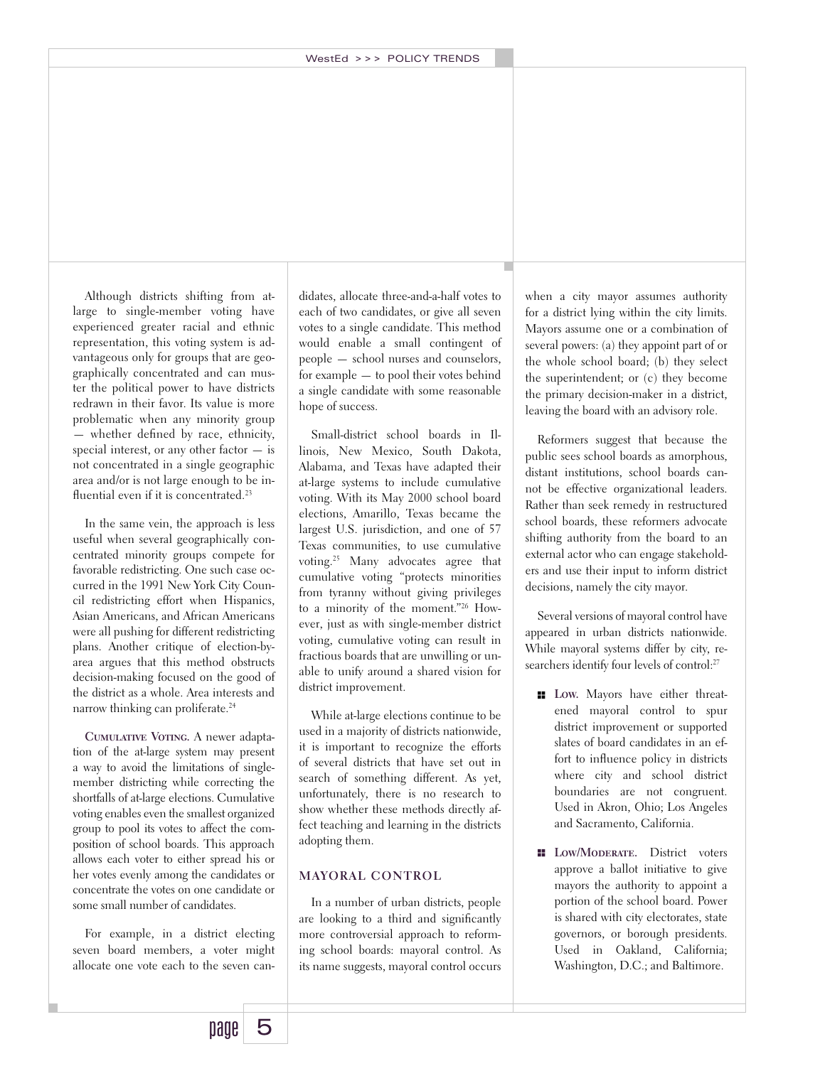Although districts shifting from at-large to single-member voting have experienced greater racial and ethnic representation, this voting system is advantageous only for groups that are geographically concentrated and can muster the political power to have districts redrawn in their favor. Its value is more problematic when any minority group — whether defined by race, ethnicity, special interest, or any other factor — is not concentrated in a single geographic area and/or is not large enough to be influential even if it is concentrated.[23]

In the same vein, the approach is less useful when several geographically concentrated minority groups compete for favorable redistricting. One such case occurred in the 1991 New York City Council redistricting effort when Hispanics, Asian Americans, and African Americans were all pushing for different redistricting plans. Another critique of election-by-area argues that this method obstructs decision-making focused on the good of the district as a whole. Area interests and narrow thinking can proliferate.[24]

**Cumulative Voting.** A newer adaptation of the at-large system may present a way to avoid the limitations of single-member districting while correcting the shortfalls of at-large elections. Cumulative voting enables even the smallest organized group to pool its votes to affect the composition of school boards. This approach allows each voter to either spread his or her votes evenly among the candidates or concentrate the votes on one candidate or some small number of candidates.

For example, in a district electing seven board members, a voter might allocate one vote each to the seven candidates, allocate three-and-a-half votes to each of two candidates, or give all seven votes to a single candidate. This method would enable a small contingent of people — school nurses and counselors, for example — to pool their votes behind a single candidate with some reasonable hope of success.

Small-district school boards in Illinois, New Mexico, South Dakota, Alabama, and Texas have adapted their at-large systems to include cumulative voting. With its May 2000 school board elections, Amarillo, Texas became the largest U.S. jurisdiction, and one of 57 Texas communities, to use cumulative voting.[25] Many advocates agree that cumulative voting "protects minorities from tyranny without giving privileges to a minority of the moment."[26] However, just as with single-member district voting, cumulative voting can result in fractious boards that are unwilling or unable to unify around a shared vision for district improvement.

While at-large elections continue to be used in a majority of districts nationwide, it is important to recognize the efforts of several districts that have set out in search of something different. As yet, unfortunately, there is no research to show whether these methods directly affect teaching and learning in the districts adopting them.

## MAYORAL CONTROL

In a number of urban districts, people are looking to a third and significantly more controversial approach to reforming school boards: mayoral control. As its name suggests, mayoral control occurs when a city mayor assumes authority for a district lying within the city limits. Mayors assume one or a combination of several powers: (a) they appoint part of or the whole school board; (b) they select the superintendent; or (c) they become the primary decision-maker in a district, leaving the board with an advisory role.

Reformers suggest that because the public sees school boards as amorphous, distant institutions, school boards cannot be effective organizational leaders. Rather than seek remedy in restructured school boards, these reformers advocate shifting authority from the board to an external actor who can engage stakeholders and use their input to inform district decisions, namely the city mayor.

Several versions of mayoral control have appeared in urban districts nationwide. While mayoral systems differ by city, researchers identify four levels of control:[27]

- **Low.** Mayors have either threatened mayoral control to spur district improvement or supported slates of board candidates in an effort to influence policy in districts where city and school district boundaries are not congruent. Used in Akron, Ohio; Los Angeles and Sacramento, California.
- **Low/Moderate.** District voters approve a ballot initiative to give mayors the authority to appoint a portion of the school board. Power is shared with city electorates, state governors, or borough presidents. Used in Oakland, California; Washington, D.C.; and Baltimore.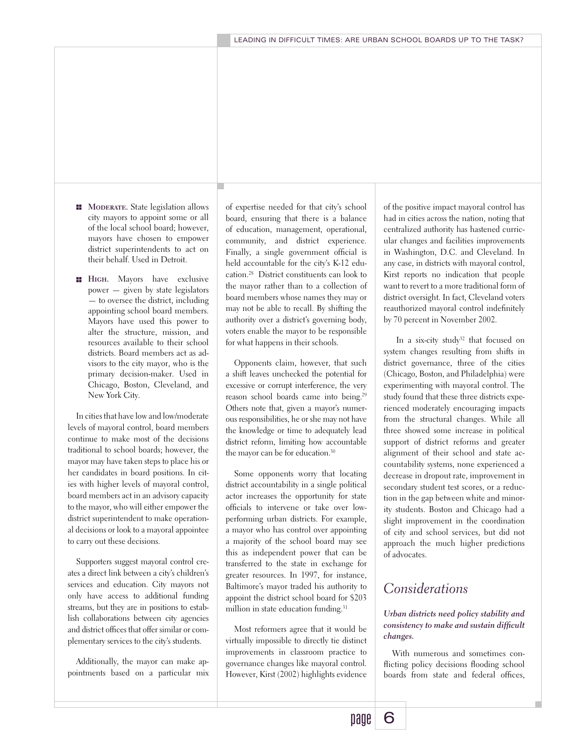- **Moderate.** State legislation allows city mayors to appoint some or all of the local school board; however, mayors have chosen to empower district superintendents to act on their behalf. Used in Detroit.

- **High.** Mayors have exclusive power — given by state legislators — to oversee the district, including appointing school board members. Mayors have used this power to alter the structure, mission, and resources available to their school districts. Board members act as advisors to the city mayor, who is the primary decision-maker. Used in Chicago, Boston, Cleveland, and New York City.

In cities that have low and low/moderate levels of mayoral control, board members continue to make most of the decisions traditional to school boards; however, the mayor may have taken steps to place his or her candidates in board positions. In cities with higher levels of mayoral control, board members act in an advisory capacity to the mayor, who will either empower the district superintendent to make operational decisions or look to a mayoral appointee to carry out these decisions.

Supporters suggest mayoral control creates a direct link between a city's children's services and education. City mayors not only have access to additional funding streams, but they are in positions to establish collaborations between city agencies and district offices that offer similar or complementary services to the city's students.

Additionally, the mayor can make appointments based on a particular mix of expertise needed for that city's school board, ensuring that there is a balance of education, management, operational, community, and district experience. Finally, a single government official is held accountable for the city's K-12 education.[28] District constituents can look to the mayor rather than to a collection of board members whose names they may or may not be able to recall. By shifting the authority over a district's governing body, voters enable the mayor to be responsible for what happens in their schools.

Opponents claim, however, that such a shift leaves unchecked the potential for excessive or corrupt interference, the very reason school boards came into being.[29] Others note that, given a mayor's numerous responsibilities, he or she may not have the knowledge or time to adequately lead district reform, limiting how accountable the mayor can be for education.[30]

Some opponents worry that locating district accountability in a single political actor increases the opportunity for state officials to intervene or take over low-performing urban districts. For example, a mayor who has control over appointing a majority of the school board may see this as independent power that can be transferred to the state in exchange for greater resources. In 1997, for instance, Baltimore's mayor traded his authority to appoint the district school board for $203 million in state education funding.[31]

Most reformers agree that it would be virtually impossible to directly tie distinct improvements in classroom practice to governance changes like mayoral control. However, Kirst (2002) highlights evidence of the positive impact mayoral control has had in cities across the nation, noting that centralized authority has hastened curricular changes and facilities improvements in Washington, D.C. and Cleveland. In any case, in districts with mayoral control, Kirst reports no indication that people want to revert to a more traditional form of district oversight. In fact, Cleveland voters reauthorized mayoral control indefinitely by 70 percent in November 2002.

In a six-city study[32] that focused on system changes resulting from shifts in district governance, three of the cities (Chicago, Boston, and Philadelphia) were experimenting with mayoral control. The study found that these three districts experienced moderately encouraging impacts from the structural changes. While all three showed some increase in political support of district reforms and greater alignment of their school and state accountability systems, none experienced a decrease in dropout rate, improvement in secondary student test scores, or a reduction in the gap between white and minority students. Boston and Chicago had a slight improvement in the coordination of city and school services, but did not approach the much higher predictions of advocates.

## *Considerations*

***Urban districts need policy stability and consistency to make and sustain difficult changes.***

With numerous and sometimes conflicting policy decisions flooding school boards from state and federal offices,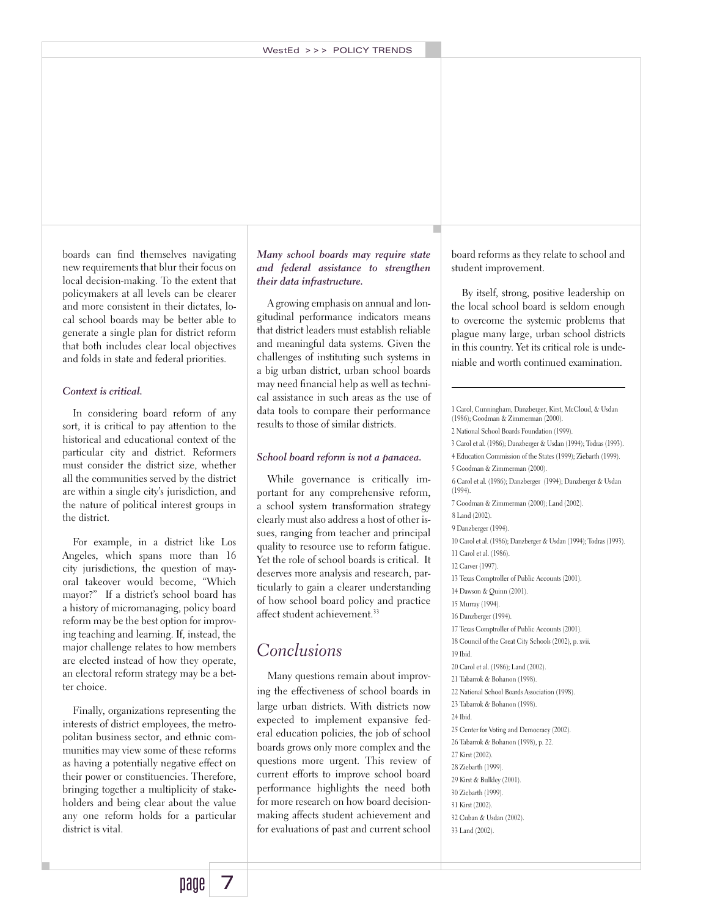boards can find themselves navigating new requirements that blur their focus on local decision-making. To the extent that policymakers at all levels can be clearer and more consistent in their dictates, local school boards may be better able to generate a single plan for district reform that both includes clear local objectives and folds in state and federal priorities.

*Context is critical.*

In considering board reform of any sort, it is critical to pay attention to the historical and educational context of the particular city and district. Reformers must consider the district size, whether all the communities served by the district are within a single city's jurisdiction, and the nature of political interest groups in the district.

For example, in a district like Los Angeles, which spans more than 16 city jurisdictions, the question of mayoral takeover would become, "Which mayor?" If a district's school board has a history of micromanaging, policy board reform may be the best option for improving teaching and learning. If, instead, the major challenge relates to how members are elected instead of how they operate, an electoral reform strategy may be a better choice.

Finally, organizations representing the interests of district employees, the metropolitan business sector, and ethnic communities may view some of these reforms as having a potentially negative effect on their power or constituencies. Therefore, bringing together a multiplicity of stakeholders and being clear about the value any one reform holds for a particular district is vital.

***Many school boards may require state and federal assistance to strengthen their data infrastructure.***

A growing emphasis on annual and longitudinal performance indicators means that district leaders must establish reliable and meaningful data systems. Given the challenges of instituting such systems in a big urban district, urban school boards may need financial help as well as technical assistance in such areas as the use of data tools to compare their performance results to those of similar districts.

*School board reform is not a panacea.*

While governance is critically important for any comprehensive reform, a school system transformation strategy clearly must also address a host of other issues, ranging from teacher and principal quality to resource use to reform fatigue. Yet the role of school boards is critical. It deserves more analysis and research, particularly to gain a clearer understanding of how school board policy and practice affect student achievement.[33]

## Conclusions

Many questions remain about improving the effectiveness of school boards in large urban districts. With districts now expected to implement expansive federal education policies, the job of school boards grows only more complex and the questions more urgent. This review of current efforts to improve school board performance highlights the need both for more research on how board decision-making affects student achievement and for evaluations of past and current school board reforms as they relate to school and student improvement.

By itself, strong, positive leadership on the local school board is seldom enough to overcome the systemic problems that plague many large, urban school districts in this country. Yet its critical role is undeniable and worth continued examination.

---

1 Carol, Cunningham, Danzberger, Kirst, McCloud, & Usdan (1986); Goodman & Zimmerman (2000).
2 National School Boards Foundation (1999).
3 Carol et al. (1986); Danzberger & Usdan (1994); Todras (1993).
4 Education Commission of the States (1999); Ziebarth (1999).
5 Goodman & Zimmerman (2000).
6 Carol et al. (1986); Danzberger (1994); Danzberger & Usdan (1994).
7 Goodman & Zimmerman (2000); Land (2002).
8 Land (2002).
9 Danzberger (1994).
10 Carol et al. (1986); Danzberger & Usdan (1994); Todras (1993).
11 Carol et al. (1986).
12 Carver (1997).
13 Texas Comptroller of Public Accounts (2001).
14 Dawson & Quinn (2001).
15 Murray (1994).
16 Danzberger (1994).
17 Texas Comptroller of Public Accounts (2001).
18 Council of the Great City Schools (2002), p. xvii.
19 Ibid.
20 Carol et al. (1986); Land (2002).
21 Tabarrok & Bohanon (1998).
22 National School Boards Association (1998).
23 Tabarrok & Bohanon (1998).
24 Ibid.
25 Center for Voting and Democracy (2002).
26 Tabarrok & Bohanon (1998), p. 22.
27 Kirst (2002).
28 Ziebarth (1999).
29 Kirst & Bulkley (2001).
30 Ziebarth (1999).
31 Kirst (2002).
32 Cuban & Usdan (2002).
33 Land (2002).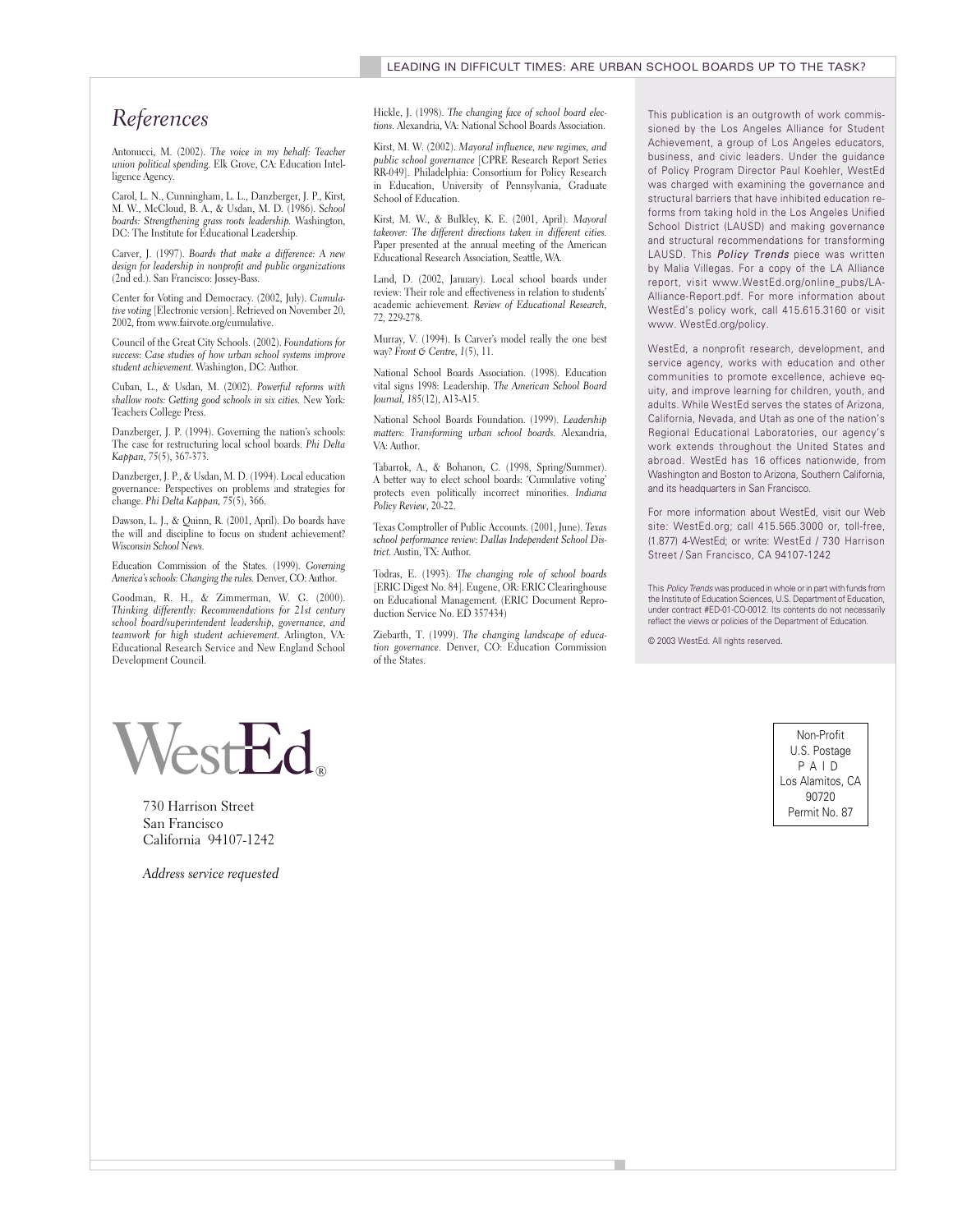# References

Antonucci, M. (2002). *The voice in my behalf: Teacher union political spending.* Elk Grove, CA: Education Intelligence Agency.

Carol, L. N., Cunningham, L. L., Danzberger, J. P., Kirst, M. W., McCloud, B. A., & Usdan, M. D. (1986). *School boards: Strengthening grass roots leadership.* Washington, DC: The Institute for Educational Leadership.

Carver, J. (1997). *Boards that make a difference: A new design for leadership in nonprofit and public organizations* (2nd ed.). San Francisco: Jossey-Bass.

Center for Voting and Democracy. (2002, July). *Cumulative voting* [Electronic version]. Retrieved on November 20, 2002, from www.fairvote.org/cumulative.

Council of the Great City Schools. (2002). *Foundations for success: Case studies of how urban school systems improve student achievement.* Washington, DC: Author.

Cuban, L., & Usdan, M. (2002). *Powerful reforms with shallow roots: Getting good schools in six cities.* New York: Teachers College Press.

Danzberger, J. P. (1994). Governing the nation's schools: The case for restructuring local school boards. *Phi Delta Kappan*, 75(5), 367-373.

Danzberger, J. P., & Usdan, M. D. (1994). Local education governance: Perspectives on problems and strategies for change. *Phi Delta Kappan*, 75(5), 366.

Dawson, L. J., & Quinn, R. (2001, April). Do boards have the will and discipline to focus on student achievement? *Wisconsin School News.*

Education Commission of the States. (1999). *Governing America's schools: Changing the rules.* Denver, CO: Author.

Goodman, R. H., & Zimmerman, W. G. (2000). *Thinking differently: Recommendations for 21st century school board/superintendent leadership, governance, and teamwork for high student achievement.* Arlington, VA: Educational Research Service and New England School Development Council.

Hickle, J. (1998). *The changing face of school board elections.* Alexandria, VA: National School Boards Association.

Kirst, M. W. (2002). *Mayoral influence, new regimes, and public school governance* [CPRE Research Report Series RR-049]. Philadelphia: Consortium for Policy Research in Education, University of Pennsylvania, Graduate School of Education.

Kirst, M. W., & Bulkley, K. E. (2001, April). *Mayoral takeover: The different directions taken in different cities.* Paper presented at the annual meeting of the American Educational Research Association, Seattle, WA.

Land, D. (2002, January). Local school boards under review: Their role and effectiveness in relation to students' academic achievement. *Review of Educational Research*, 72, 229-278.

Murray, V. (1994). Is Carver's model really the one best way? *Front & Centre*, 1(5), 11.

National School Boards Association. (1998). Education vital signs 1998: Leadership. *The American School Board Journal, 185*(12), A13-A15.

National School Boards Foundation. (1999). *Leadership matters: Transforming urban school boards.* Alexandria, VA: Author.

Tabarrok, A., & Bohanon, C. (1998, Spring/Summer). A better way to elect school boards: 'Cumulative voting' protects even politically incorrect minorities. *Indiana Policy Review*, 20-22.

Texas Comptroller of Public Accounts. (2001, June). *Texas school performance review: Dallas Independent School District.* Austin, TX: Author.

Todras, E. (1993). *The changing role of school boards* [ERIC Digest No. 84]. Eugene, OR: ERIC Clearinghouse on Educational Management. (ERIC Document Reproduction Service No. ED 357434)

Ziebarth, T. (1999). *The changing landscape of education governance.* Denver, CO: Education Commission of the States.

This publication is an outgrowth of work commissioned by the Los Angeles Alliance for Student Achievement, a group of Los Angeles educators, business, and civic leaders. Under the guidance of Policy Program Director Paul Koehler, WestEd was charged with examining the governance and structural barriers that have inhibited education reforms from taking hold in the Los Angeles Unified School District (LAUSD) and making governance and structural recommendations for transforming LAUSD. This ***Policy Trends*** piece was written by Malia Villegas. For a copy of the LA Alliance report, visit www.WestEd.org/online_pubs/LA-Alliance-Report.pdf. For more information about WestEd's policy work, call 415.615.3160 or visit www. WestEd.org/policy.

WestEd, a nonprofit research, development, and service agency, works with education and other communities to promote excellence, achieve equity, and improve learning for children, youth, and adults. While WestEd serves the states of Arizona, California, Nevada, and Utah as one of the nation's Regional Educational Laboratories, our agency's work extends throughout the United States and abroad. WestEd has 16 offices nationwide, from Washington and Boston to Arizona, Southern California, and its headquarters in San Francisco.

For more information about WestEd, visit our Web site: WestEd.org; call 415.565.3000 or, toll-free, (1.877) 4-WestEd; or write: WestEd / 730 Harrison Street / San Francisco, CA 94107-1242

This *Policy Trends* was produced in whole or in part with funds from the Institute of Education Sciences, U.S. Department of Education, under contract #ED-01-CO-0012. Its contents do not necessarily reflect the views or policies of the Department of Education.

© 2003 WestEd. All rights reserved.

WestEd®

730 Harrison Street
San Francisco
California 94107-1242

*Address service requested*

Non-Profit
U.S. Postage
P A I D
Los Alamitos, CA
90720
Permit No. 87